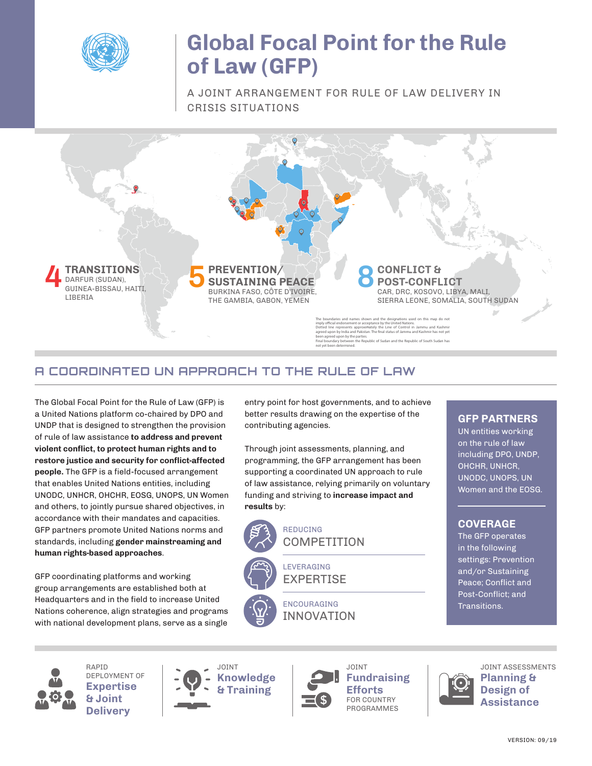# Global Focal Point for the Rule of Law (GFP)

A JOINT ARRANGEMENT FOR RULE OF LAW DELIVERY IN CRISIS SITUATIONS

**4 TRANSITIONS**
DARFUR (SUDAN), GUINEA-BISSAU, HAITI, LIBERIA

**5 PREVENTION/ SUSTAINING PEACE**
BURKINA FASO, CÔTE D'IVOIRE, THE GAMBIA, GABON, YEMEN

**8 CONFLICT & POST-CONFLICT**
CAR, DRC, KOSOVO, LIBYA, MALI, SIERRA LEONE, SOMALIA, SOUTH SUDAN

The boundaries and names shown and the designations used on this map do not imply official endorsement or acceptance by the United Nations. Dotted line represents approximately the Line of Control in Jammu and Kashmir agreed upon by India and Pakistan. The final status of Jammu and Kashmir has not yet been agreed upon by the parties. Final boundary between the Republic of Sudan and the Republic of South Sudan has not yet been determined.

## A COORDINATED UN APPROACH TO THE RULE OF LAW

The Global Focal Point for the Rule of Law (GFP) is a United Nations platform co-chaired by DPO and UNDP that is designed to strengthen the provision of rule of law assistance **to address and prevent violent conflict, to protect human rights and to restore justice and security for conflict-affected people.** The GFP is a field-focused arrangement that enables United Nations entities, including UNODC, UNHCR, OHCHR, EOSG, UNOPS, UN Women and others, to jointly pursue shared objectives, in accordance with their mandates and capacities. GFP partners promote United Nations norms and standards, including **gender mainstreaming and human rights-based approaches**.

GFP coordinating platforms and working group arrangements are established both at Headquarters and in the field to increase United Nations coherence, align strategies and programs with national development plans, serve as a single entry point for host governments, and to achieve better results drawing on the expertise of the contributing agencies.

Through joint assessments, planning, and programming, the GFP arrangement has been supporting a coordinated UN approach to rule of law assistance, relying primarily on voluntary funding and striving to **increase impact and results** by:

- REDUCING COMPETITION
- LEVERAGING EXPERTISE
- ENCOURAGING INNOVATION

### GFP PARTNERS

UN entities working on the rule of law including DPO, UNDP, OHCHR, UNHCR, UNODC, UNOPS, UN Women and the EOSG.

### COVERAGE

The GFP operates in the following settings: Prevention and/or Sustaining Peace; Conflict and Post-Conflict; and Transitions.

---

- RAPID DEPLOYMENT OF **Expertise & Joint Delivery**
- JOINT **Knowledge & Training**
- JOINT **Fundraising Efforts** FOR COUNTRY PROGRAMMES
- JOINT ASSESSMENTS **Planning & Design of Assistance**

VERSION: 09/19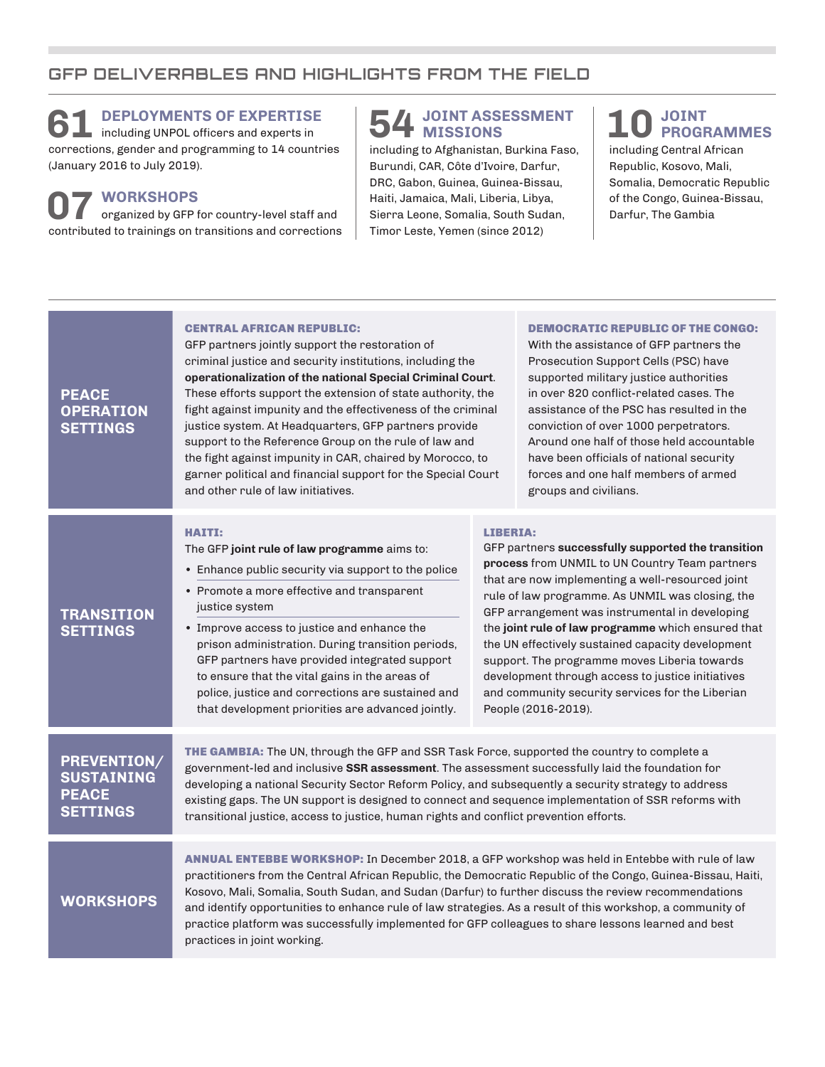## GFP DELIVERABLES AND HIGHLIGHTS FROM THE FIELD

**61 DEPLOYMENTS OF EXPERTISE** including UNPOL officers and experts in corrections, gender and programming to 14 countries (January 2016 to July 2019).

**07 WORKSHOPS** organized by GFP for country-level staff and contributed to trainings on transitions and corrections

**54 JOINT ASSESSMENT MISSIONS** including to Afghanistan, Burkina Faso, Burundi, CAR, Côte d'Ivoire, Darfur, DRC, Gabon, Guinea, Guinea-Bissau, Haiti, Jamaica, Mali, Liberia, Libya, Sierra Leone, Somalia, South Sudan, Timor Leste, Yemen (since 2012)

**10 JOINT PROGRAMMES** including Central African Republic, Kosovo, Mali, Somalia, Democratic Republic of the Congo, Guinea-Bissau, Darfur, The Gambia

### PEACE OPERATION SETTINGS

**CENTRAL AFRICAN REPUBLIC:**
GFP partners jointly support the restoration of criminal justice and security institutions, including the **operationalization of the national Special Criminal Court**. These efforts support the extension of state authority, the fight against impunity and the effectiveness of the criminal justice system. At Headquarters, GFP partners provide support to the Reference Group on the rule of law and the fight against impunity in CAR, chaired by Morocco, to garner political and financial support for the Special Court and other rule of law initiatives.

**DEMOCRATIC REPUBLIC OF THE CONGO:**
With the assistance of GFP partners the Prosecution Support Cells (PSC) have supported military justice authorities in over 820 conflict-related cases. The assistance of the PSC has resulted in the conviction of over 1000 perpetrators. Around one half of those held accountable have been officials of national security forces and one half members of armed groups and civilians.

### TRANSITION SETTINGS

**HAITI:**
The GFP **joint rule of law programme** aims to:

- Enhance public security via support to the police
- Promote a more effective and transparent justice system
- Improve access to justice and enhance the prison administration. During transition periods, GFP partners have provided integrated support to ensure that the vital gains in the areas of police, justice and corrections are sustained and that development priorities are advanced jointly.

**LIBERIA:**
GFP partners **successfully supported the transition process** from UNMIL to UN Country Team partners that are now implementing a well-resourced joint rule of law programme. As UNMIL was closing, the GFP arrangement was instrumental in developing the **joint rule of law programme** which ensured that the UN effectively sustained capacity development support. The programme moves Liberia towards development through access to justice initiatives and community security services for the Liberian People (2016-2019).

### PREVENTION/ SUSTAINING PEACE SETTINGS

**THE GAMBIA:** The UN, through the GFP and SSR Task Force, supported the country to complete a government-led and inclusive **SSR assessment**. The assessment successfully laid the foundation for developing a national Security Sector Reform Policy, and subsequently a security strategy to address existing gaps. The UN support is designed to connect and sequence implementation of SSR reforms with transitional justice, access to justice, human rights and conflict prevention efforts.

### WORKSHOPS

**ANNUAL ENTEBBE WORKSHOP:** In December 2018, a GFP workshop was held in Entebbe with rule of law practitioners from the Central African Republic, the Democratic Republic of the Congo, Guinea-Bissau, Haiti, Kosovo, Mali, Somalia, South Sudan, and Sudan (Darfur) to further discuss the review recommendations and identify opportunities to enhance rule of law strategies. As a result of this workshop, a community of practice platform was successfully implemented for GFP colleagues to share lessons learned and best practices in joint working.